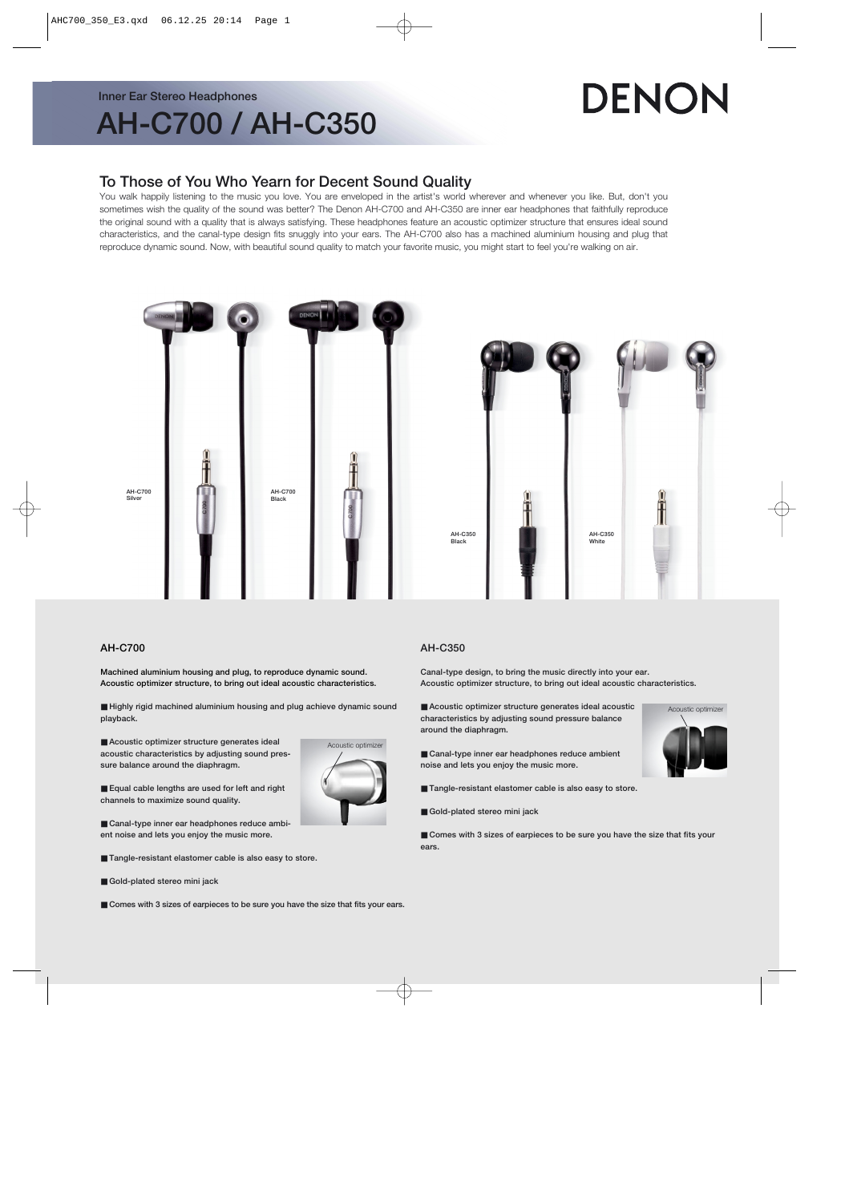Inner Ear Stereo Headphones

# AH-C700 / AH-C350

DENON

## To Those of You Who Yearn for Decent Sound Quality

You walk happily listening to the music you love. You are enveloped in the artist's world wherever and whenever you like. But, don't you sometimes wish the quality of the sound was better? The Denon AH-C700 and AH-C350 are inner ear headphones that faithfully reproduce the original sound with a quality that is always satisfying. These headphones feature an acoustic optimizer structure that ensures ideal sound characteristics, and the canal-type design fits snuggly into your ears. The AH-C700 also has a machined aluminium housing and plug that reproduce dynamic sound. Now, with beautiful sound quality to match your favorite music, you might start to feel you're walking on air.

AH-C700 Silver

AH-C700 Black

AH-C350 Black

AH-C350 White

### AH-C700

**Machined aluminium housing and plug, to reproduce dynamic sound.**
**Acoustic optimizer structure, to bring out ideal acoustic characteristics.**

- Highly rigid machined aluminium housing and plug achieve dynamic sound playback.
- Acoustic optimizer structure generates ideal acoustic characteristics by adjusting sound pressure balance around the diaphragm.
- Equal cable lengths are used for left and right channels to maximize sound quality.
- Canal-type inner ear headphones reduce ambient noise and lets you enjoy the music more.
- Tangle-resistant elastomer cable is also easy to store.
- Gold-plated stereo mini jack
- Comes with 3 sizes of earpieces to be sure you have the size that fits your ears.

Acoustic optimizer

### AH-C350

**Canal-type design, to bring the music directly into your ear.**
**Acoustic optimizer structure, to bring out ideal acoustic characteristics.**

- Acoustic optimizer structure generates ideal acoustic characteristics by adjusting sound pressure balance around the diaphragm.
- Canal-type inner ear headphones reduce ambient noise and lets you enjoy the music more.
- Tangle-resistant elastomer cable is also easy to store.
- Gold-plated stereo mini jack
- Comes with 3 sizes of earpieces to be sure you have the size that fits your ears.

Acoustic optimizer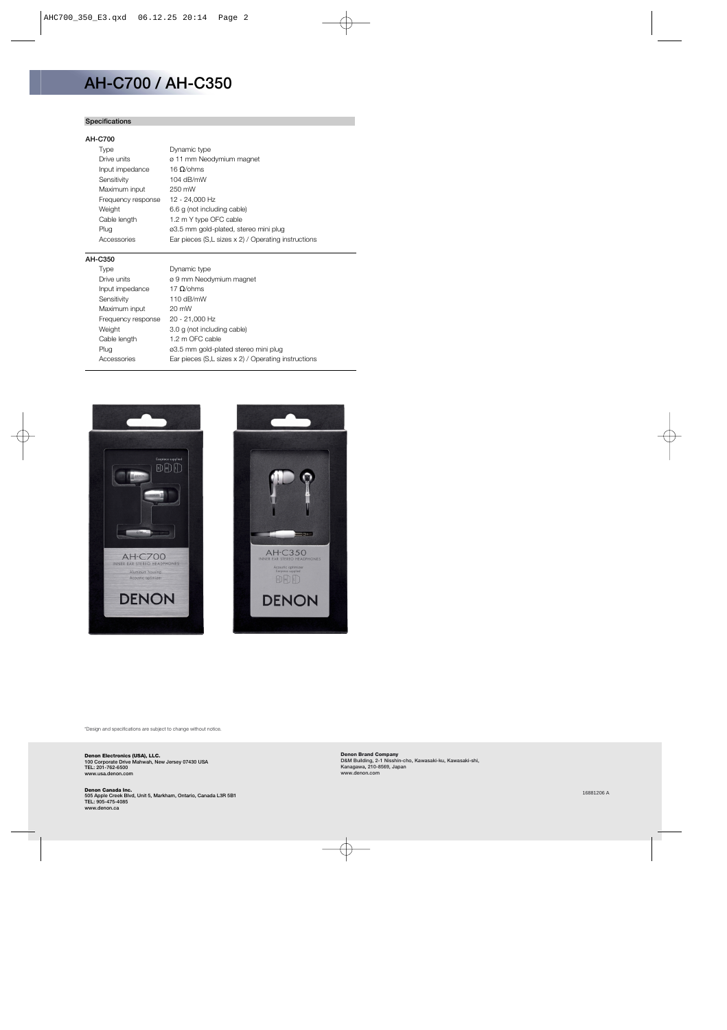# AH-C700 / AH-C350

## Specifications

### AH-C700

| | |
|---|---|
| Type | Dynamic type |
| Drive units | ø 11 mm Neodymium magnet |
| Input impedance | 16 Ω/ohms |
| Sensitivity | 104 dB/mW |
| Maximum input | 250 mW |
| Frequency response | 12 - 24,000 Hz |
| Weight | 6.6 g (not including cable) |
| Cable length | 1.2 m Y type OFC cable |
| Plug | ø3.5 mm gold-plated, stereo mini plug |
| Accessories | Ear pieces (S,L sizes x 2) / Operating instructions |

### AH-C350

| | |
|---|---|
| Type | Dynamic type |
| Drive units | ø 9 mm Neodymium magnet |
| Input impedance | 17 Ω/ohms |
| Sensitivity | 110 dB/mW |
| Maximum input | 20 mW |
| Frequency response | 20 - 21,000 Hz |
| Weight | 3.0 g (not including cable) |
| Cable length | 1.2 m OFC cable |
| Plug | ø3.5 mm gold-plated stereo mini plug |
| Accessories | Ear pieces (S,L sizes x 2) / Operating instructions |

*Design and specifications are subject to change without notice.

**Denon Electronics (USA), LLC.**
100 Corporate Drive Mahwah, New Jersey 07430 USA
TEL: 201-762-6500
www.usa.denon.com

**Denon Canada Inc.**
505 Apple Creek Blvd, Unit 5, Markham, Ontario, Canada L3R 5B1
TEL: 905-475-4085
www.denon.ca

**Denon Brand Company**
D&M Building, 2-1 Nisshin-cho, Kawasaki-ku, Kawasaki-shi,
Kanagawa, 210-8569, Japan
www.denon.com

16881206 A